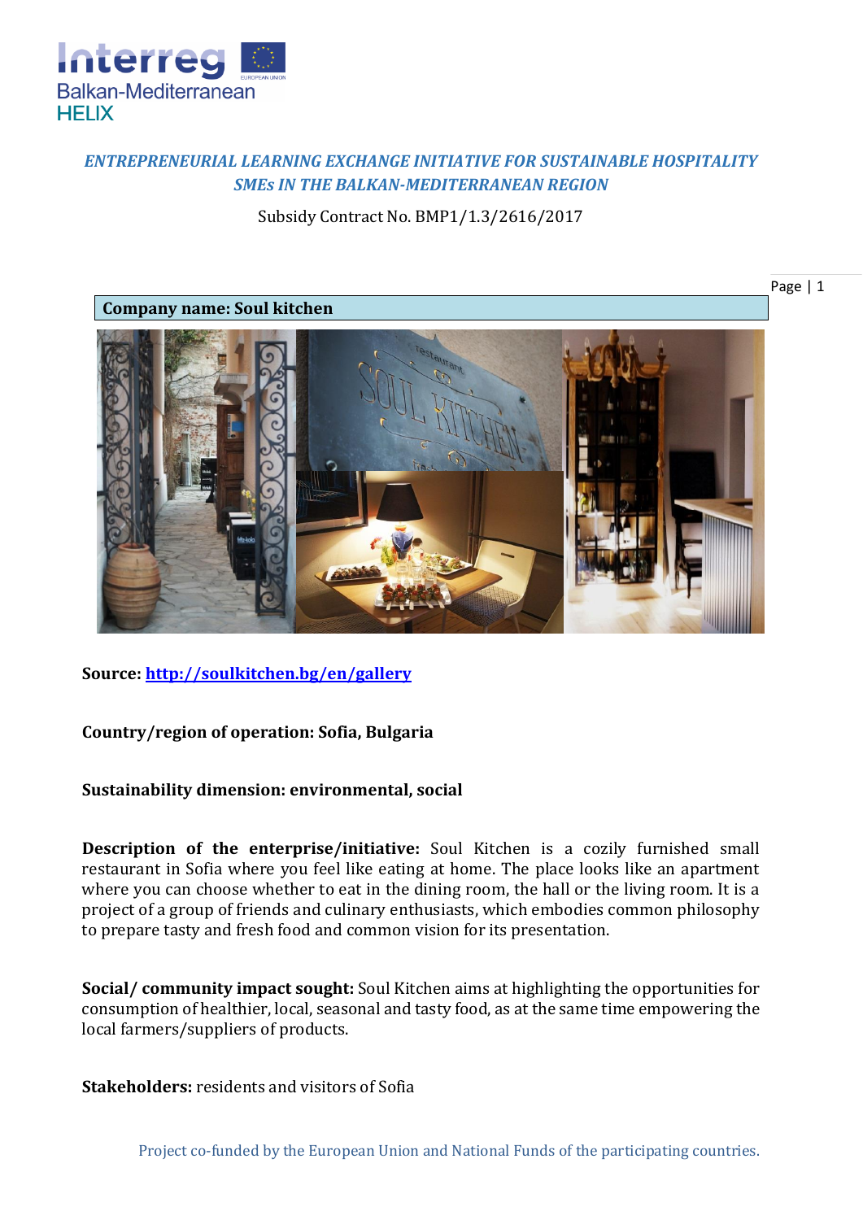***ENTREPRENEURIAL LEARNING EXCHANGE INITIATIVE FOR SUSTAINABLE HOSPITALITY SMEs IN THE BALKAN-MEDITERRANEAN REGION***

Subsidy Contract No. BMP1/1.3/2616/2017

**Company name: Soul kitchen**

**Source: http://soulkitchen.bg/en/gallery**

**Country/region of operation: Sofia, Bulgaria**

**Sustainability dimension: environmental, social**

**Description of the enterprise/initiative:** Soul Kitchen is a cozily furnished small restaurant in Sofia where you feel like eating at home. The place looks like an apartment where you can choose whether to eat in the dining room, the hall or the living room. It is a project of a group of friends and culinary enthusiasts, which embodies common philosophy to prepare tasty and fresh food and common vision for its presentation.

**Social/ community impact sought:** Soul Kitchen aims at highlighting the opportunities for consumption of healthier, local, seasonal and tasty food, as at the same time empowering the local farmers/suppliers of products.

**Stakeholders:** residents and visitors of Sofia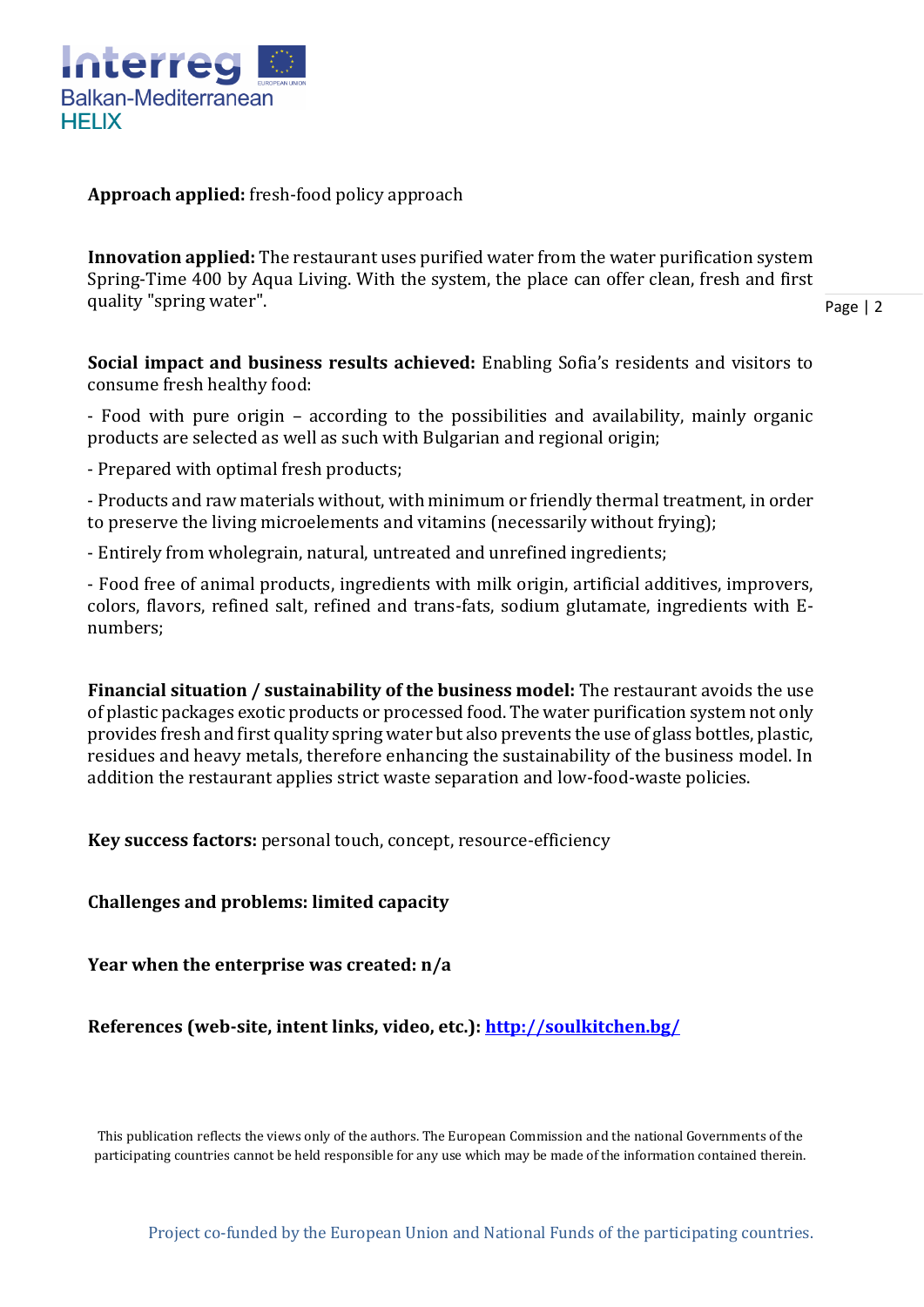**Approach applied:** fresh-food policy approach

**Innovation applied:** The restaurant uses purified water from the water purification system Spring-Time 400 by Aqua Living. With the system, the place can offer clean, fresh and first quality "spring water".

**Social impact and business results achieved:** Enabling Sofia's residents and visitors to consume fresh healthy food:

- Food with pure origin – according to the possibilities and availability, mainly organic products are selected as well as such with Bulgarian and regional origin;

- Prepared with optimal fresh products;

- Products and raw materials without, with minimum or friendly thermal treatment, in order to preserve the living microelements and vitamins (necessarily without frying);

- Entirely from wholegrain, natural, untreated and unrefined ingredients;

- Food free of animal products, ingredients with milk origin, artificial additives, improvers, colors, flavors, refined salt, refined and trans-fats, sodium glutamate, ingredients with E-numbers;

**Financial situation / sustainability of the business model:** The restaurant avoids the use of plastic packages exotic products or processed food. The water purification system not only provides fresh and first quality spring water but also prevents the use of glass bottles, plastic, residues and heavy metals, therefore enhancing the sustainability of the business model. In addition the restaurant applies strict waste separation and low-food-waste policies.

**Key success factors:** personal touch, concept, resource-efficiency

**Challenges and problems: limited capacity**

**Year when the enterprise was created: n/a**

**References (web-site, intent links, video, etc.):** [http://soulkitchen.bg/](http://soulkitchen.bg/)

This publication reflects the views only of the authors. The European Commission and the national Governments of the participating countries cannot be held responsible for any use which may be made of the information contained therein.

Project co-funded by the European Union and National Funds of the participating countries.